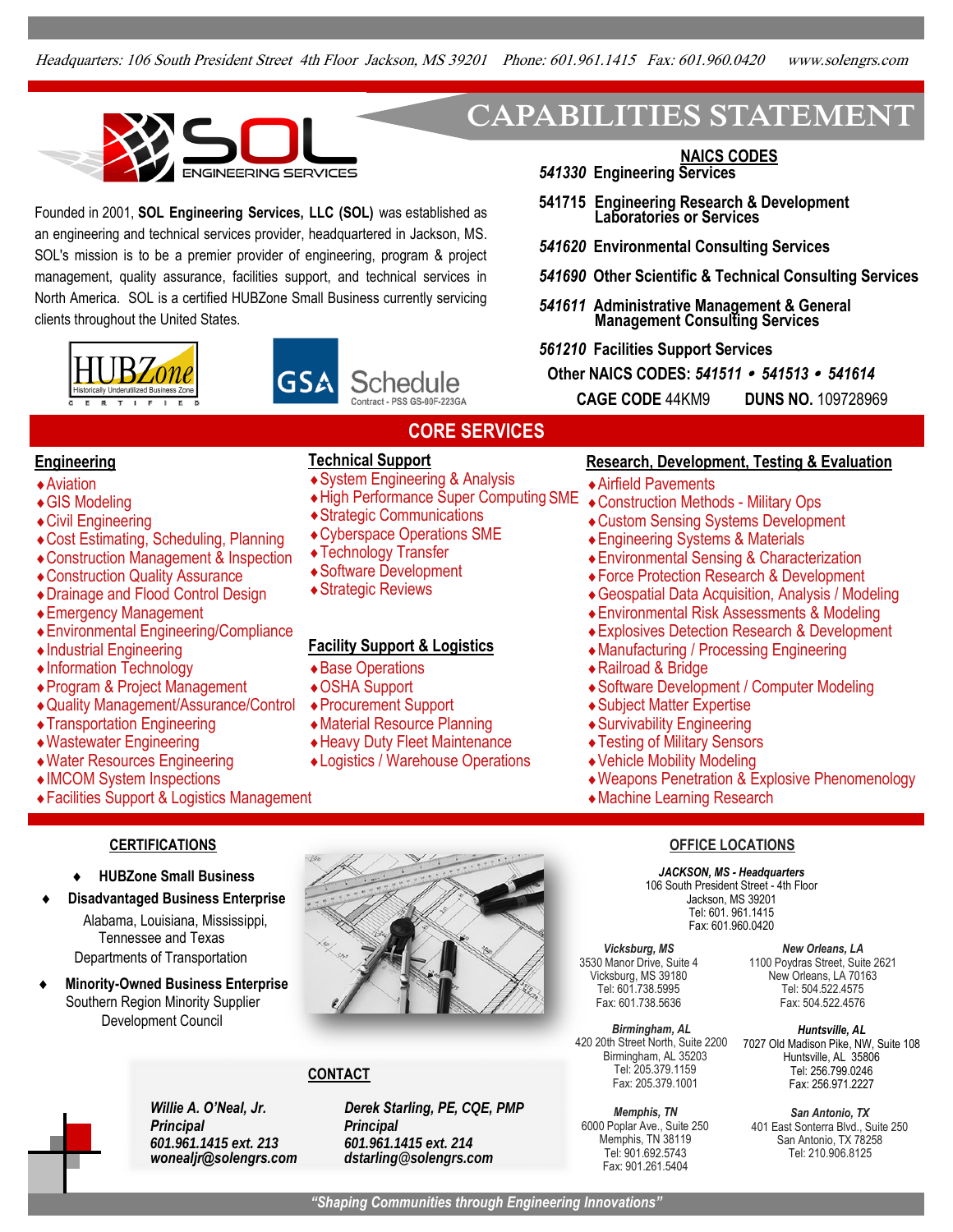Headquarters: 106 South President Street 4th Floor Jackson, MS 39201 Phone: 601.961.1415 Fax: 601.960.0420 www.solengrs.com

# SOL ENGINEERING SERVICES

# CAPABILITIES STATEMENT

Founded in 2001, **SOL Engineering Services, LLC (SOL)** was established as an engineering and technical services provider, headquartered in Jackson, MS. SOL's mission is to be a premier provider of engineering, program & project management, quality assurance, facilities support, and technical services in North America. SOL is a certified HUBZone Small Business currently servicing clients throughout the United States.

HUBZone Historically Underutilized Business Zone CERTIFIED

GSA Schedule Contract - PSS GS-00F-223GA

## NAICS CODES

- *541330* **Engineering Services**
- **541715 Engineering Research & Development Laboratories or Services**
- *541620* **Environmental Consulting Services**
- *541690* **Other Scientific & Technical Consulting Services**
- *541611* **Administrative Management & General Management Consulting Services**
- *561210* **Facilities Support Services**

**Other NAICS CODES:** ***541511 • 541513 • 541614***

**CAGE CODE** 44KM9 **DUNS NO.** 109728969

## CORE SERVICES

### Engineering

- Aviation
- GIS Modeling
- Civil Engineering
- Cost Estimating, Scheduling, Planning
- Construction Management & Inspection
- Construction Quality Assurance
- Drainage and Flood Control Design
- Emergency Management
- Environmental Engineering/Compliance
- Industrial Engineering
- Information Technology
- Program & Project Management
- Quality Management/Assurance/Control
- Transportation Engineering
- Wastewater Engineering
- Water Resources Engineering
- IMCOM System Inspections
- Facilities Support & Logistics Management

### Technical Support

- System Engineering & Analysis
- High Performance Super Computing SME
- Strategic Communications
- Cyberspace Operations SME
- Technology Transfer
- Software Development
- Strategic Reviews

### Facility Support & Logistics

- Base Operations
- OSHA Support
- Procurement Support
- Material Resource Planning
- Heavy Duty Fleet Maintenance
- Logistics / Warehouse Operations

### Research, Development, Testing & Evaluation

- Airfield Pavements
- Construction Methods - Military Ops
- Custom Sensing Systems Development
- Engineering Systems & Materials
- Environmental Sensing & Characterization
- Force Protection Research & Development
- Geospatial Data Acquisition, Analysis / Modeling
- Environmental Risk Assessments & Modeling
- Explosives Detection Research & Development
- Manufacturing / Processing Engineering
- Railroad & Bridge
- Software Development / Computer Modeling
- Subject Matter Expertise
- Survivability Engineering
- Testing of Military Sensors
- Vehicle Mobility Modeling
- Weapons Penetration & Explosive Phenomenology
- Machine Learning Research

## CERTIFICATIONS

- **HUBZone Small Business**
- **Disadvantaged Business Enterprise**
  Alabama, Louisiana, Mississippi, Tennessee and Texas Departments of Transportation
- **Minority-Owned Business Enterprise**
  Southern Region Minority Supplier Development Council

## CONTACT

***Willie A. O'Neal, Jr.***
***Principal***
***601.961.1415 ext. 213***
***wonealjr@solengrs.com***

***Derek Starling, PE, CQE, PMP***
***Principal***
***601.961.1415 ext. 214***
***dstarling@solengrs.com***

## OFFICE LOCATIONS

***JACKSON, MS - Headquarters***
106 South President Street - 4th Floor
Jackson, MS 39201
Tel: 601. 961.1415
Fax: 601.960.0420

***Vicksburg, MS***
3530 Manor Drive, Suite 4
Vicksburg, MS 39180
Tel: 601.738.5995
Fax: 601.738.5636

***New Orleans, LA***
1100 Poydras Street, Suite 2621
New Orleans, LA 70163
Tel: 504.522.4575
Fax: 504.522.4576

***Birmingham, AL***
420 20th Street North, Suite 2200
Birmingham, AL 35203
Tel: 205.379.1159
Fax: 205.379.1001

***Huntsville, AL***
7027 Old Madison Pike, NW, Suite 108
Huntsville, AL 35806
Tel: 256.799.0246
Fax: 256.971.2227

***Memphis, TN***
6000 Poplar Ave., Suite 250
Memphis, TN 38119
Tel: 901.692.5743
Fax: 901.261.5404

***San Antonio, TX***
401 East Sonterra Blvd., Suite 250
San Antonio, TX 78258
Tel: 210.906.8125

***"Shaping Communities through Engineering Innovations"***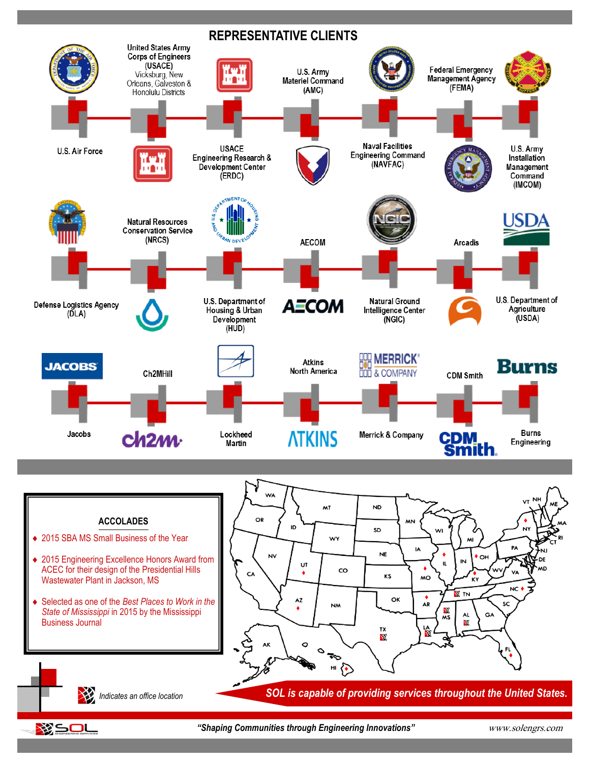## REPRESENTATIVE CLIENTS

U.S. Air Force

United States Army Corps of Engineers (USACE)
Vicksburg, New Orleans, Galveston & Honolulu Districts

USACE Engineering Research & Development Center (ERDC)

U.S. Army Materiel Command (AMC)

Naval Facilities Engineering Command (NAVFAC)

Federal Emergency Management Agency (FEMA)

U.S. Army Installation Management Command (IMCOM)

Defense Logistics Agency (DLA)

Natural Resources Conservation Service (NRCS)

U.S. Department of Housing & Urban Development (HUD)

AECOM

Natural Ground Intelligence Center (NGIC)

Arcadis

U.S. Department of Agriculture (USDA)

Jacobs

Ch2MHill

Lockheed Martin

Atkins North America

Merrick & Company

CDM Smith

Burns Engineering

### ACCOLADES

- 2015 SBA MS Small Business of the Year
- 2015 Engineering Excellence Honors Award from ACEC for their design of the Presidential Hills Wastewater Plant in Jackson, MS
- Selected as one of the *Best Places to Work in the State of Mississippi* in 2015 by the Mississippi Business Journal

Indicates an office location

***SOL is capable of providing services throughout the United States.***

***"Shaping Communities through Engineering Innovations"***

*www.solengrs.com*